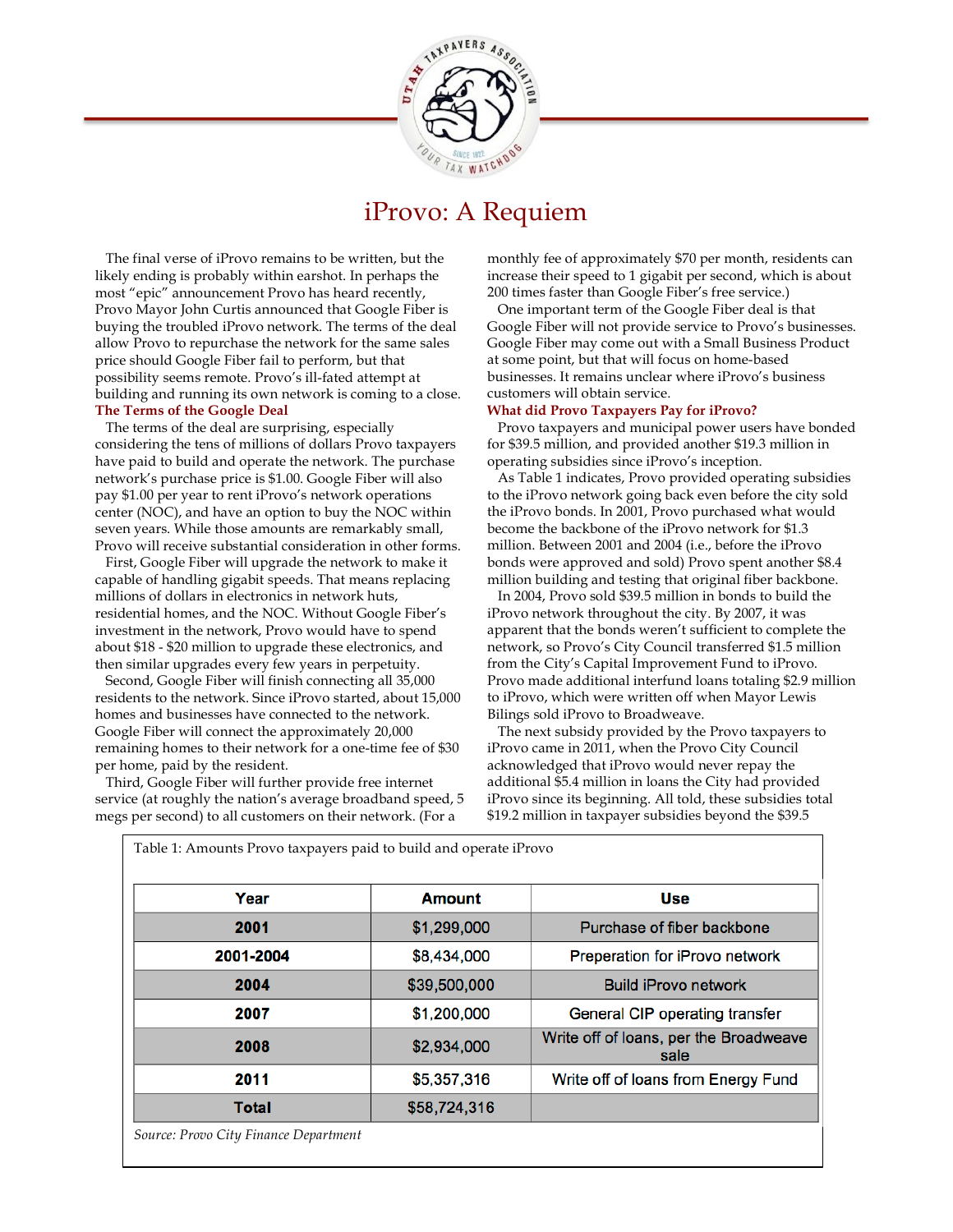# iProvo: A Requiem

The final verse of iProvo remains to be written, but the likely ending is probably within earshot. In perhaps the most "epic" announcement Provo has heard recently, Provo Mayor John Curtis announced that Google Fiber is buying the troubled iProvo network. The terms of the deal allow Provo to repurchase the network for the same sales price should Google Fiber fail to perform, but that possibility seems remote. Provo's ill-fated attempt at building and running its own network is coming to a close.

## The Terms of the Google Deal

The terms of the deal are surprising, especially considering the tens of millions of dollars Provo taxpayers have paid to build and operate the network. The purchase network's purchase price is $1.00. Google Fiber will also pay $1.00 per year to rent iProvo's network operations center (NOC), and have an option to buy the NOC within seven years. While those amounts are remarkably small, Provo will receive substantial consideration in other forms.

First, Google Fiber will upgrade the network to make it capable of handling gigabit speeds. That means replacing millions of dollars in electronics in network huts, residential homes, and the NOC. Without Google Fiber's investment in the network, Provo would have to spend about $18 - $20 million to upgrade these electronics, and then similar upgrades every few years in perpetuity.

Second, Google Fiber will finish connecting all 35,000 residents to the network. Since iProvo started, about 15,000 homes and businesses have connected to the network. Google Fiber will connect the approximately 20,000 remaining homes to their network for a one-time fee of $30 per home, paid by the resident.

Third, Google Fiber will further provide free internet service (at roughly the nation's average broadband speed, 5 megs per second) to all customers on their network. (For a monthly fee of approximately $70 per month, residents can increase their speed to 1 gigabit per second, which is about 200 times faster than Google Fiber's free service.)

One important term of the Google Fiber deal is that Google Fiber will not provide service to Provo's businesses. Google Fiber may come out with a Small Business Product at some point, but that will focus on home-based businesses. It remains unclear where iProvo's business customers will obtain service.

## What did Provo Taxpayers Pay for iProvo?

Provo taxpayers and municipal power users have bonded for $39.5 million, and provided another $19.3 million in operating subsidies since iProvo's inception.

As Table 1 indicates, Provo provided operating subsidies to the iProvo network going back even before the city sold the iProvo bonds. In 2001, Provo purchased what would become the backbone of the iProvo network for $1.3 million. Between 2001 and 2004 (i.e., before the iProvo bonds were approved and sold) Provo spent another $8.4 million building and testing that original fiber backbone.

In 2004, Provo sold $39.5 million in bonds to build the iProvo network throughout the city. By 2007, it was apparent that the bonds weren't sufficient to complete the network, so Provo's City Council transferred $1.5 million from the City's Capital Improvement Fund to iProvo. Provo made additional interfund loans totaling $2.9 million to iProvo, which were written off when Mayor Lewis Bilings sold iProvo to Broadweave.

The next subsidy provided by the Provo taxpayers to iProvo came in 2011, when the Provo City Council acknowledged that iProvo would never repay the additional $5.4 million in loans the City had provided iProvo since its beginning. All told, these subsidies total $19.2 million in taxpayer subsidies beyond the $39.5

Table 1: Amounts Provo taxpayers paid to build and operate iProvo

| Year | Amount | Use |
|---|---|---|
| **2001** | $1,299,000 | Purchase of fiber backbone |
| **2001-2004** | $8,434,000 | Preperation for iProvo network |
| **2004** | $39,500,000 | Build iProvo network |
| **2007** | $1,200,000 | General CIP operating transfer |
| **2008** | $2,934,000 | Write off of loans, per the Broadweave sale |
| **2011** | $5,357,316 | Write off of loans from Energy Fund |
| **Total** | $58,724,316 | |

*Source: Provo City Finance Department*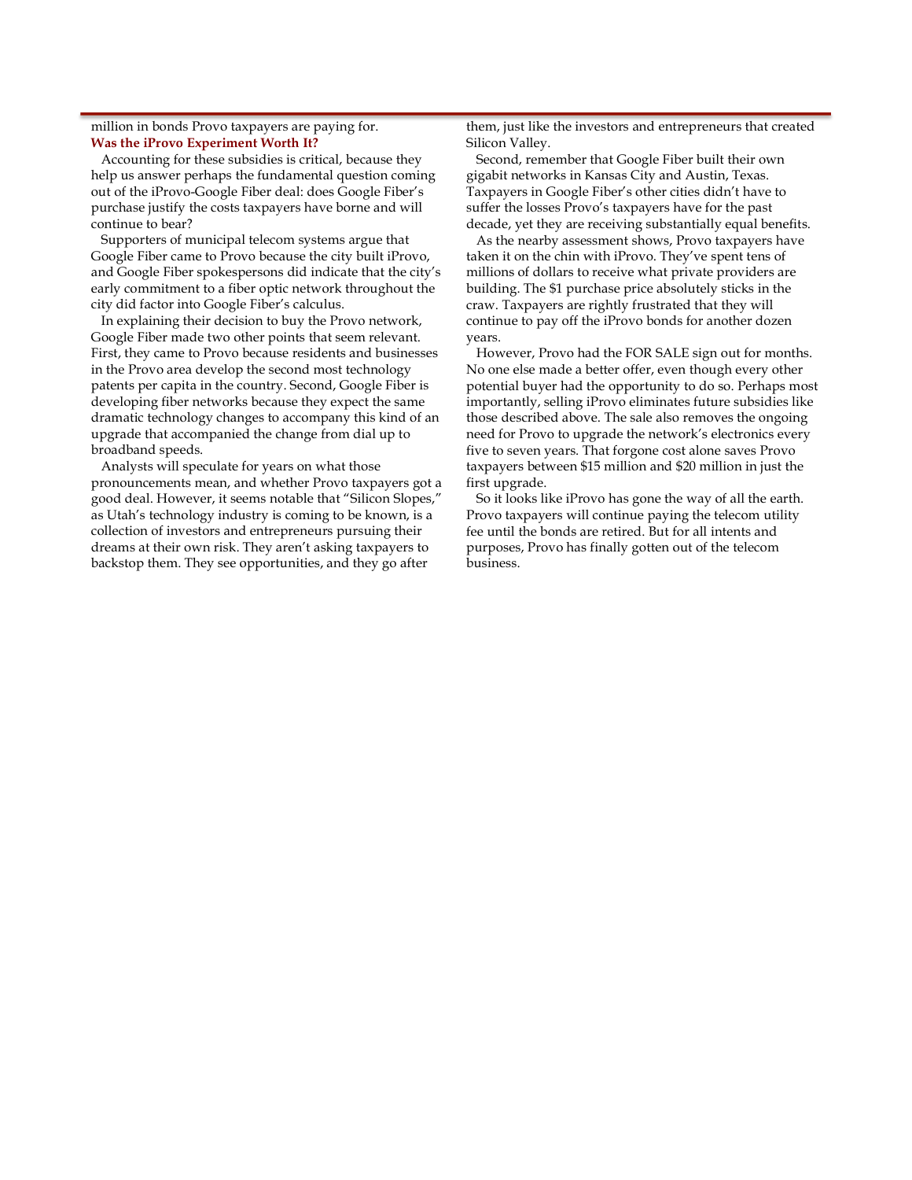million in bonds Provo taxpayers are paying for.

**Was the iProvo Experiment Worth It?**

Accounting for these subsidies is critical, because they help us answer perhaps the fundamental question coming out of the iProvo-Google Fiber deal: does Google Fiber's purchase justify the costs taxpayers have borne and will continue to bear?

Supporters of municipal telecom systems argue that Google Fiber came to Provo because the city built iProvo, and Google Fiber spokespersons did indicate that the city's early commitment to a fiber optic network throughout the city did factor into Google Fiber's calculus.

In explaining their decision to buy the Provo network, Google Fiber made two other points that seem relevant. First, they came to Provo because residents and businesses in the Provo area develop the second most technology patents per capita in the country. Second, Google Fiber is developing fiber networks because they expect the same dramatic technology changes to accompany this kind of an upgrade that accompanied the change from dial up to broadband speeds.

Analysts will speculate for years on what those pronouncements mean, and whether Provo taxpayers got a good deal. However, it seems notable that "Silicon Slopes," as Utah's technology industry is coming to be known, is a collection of investors and entrepreneurs pursuing their dreams at their own risk. They aren't asking taxpayers to backstop them. They see opportunities, and they go after them, just like the investors and entrepreneurs that created Silicon Valley.

Second, remember that Google Fiber built their own gigabit networks in Kansas City and Austin, Texas. Taxpayers in Google Fiber's other cities didn't have to suffer the losses Provo's taxpayers have for the past decade, yet they are receiving substantially equal benefits.

As the nearby assessment shows, Provo taxpayers have taken it on the chin with iProvo. They've spent tens of millions of dollars to receive what private providers are building. The $1 purchase price absolutely sticks in the craw. Taxpayers are rightly frustrated that they will continue to pay off the iProvo bonds for another dozen years.

However, Provo had the FOR SALE sign out for months. No one else made a better offer, even though every other potential buyer had the opportunity to do so. Perhaps most importantly, selling iProvo eliminates future subsidies like those described above. The sale also removes the ongoing need for Provo to upgrade the network's electronics every five to seven years. That forgone cost alone saves Provo taxpayers between $15 million and $20 million in just the first upgrade.

So it looks like iProvo has gone the way of all the earth. Provo taxpayers will continue paying the telecom utility fee until the bonds are retired. But for all intents and purposes, Provo has finally gotten out of the telecom business.